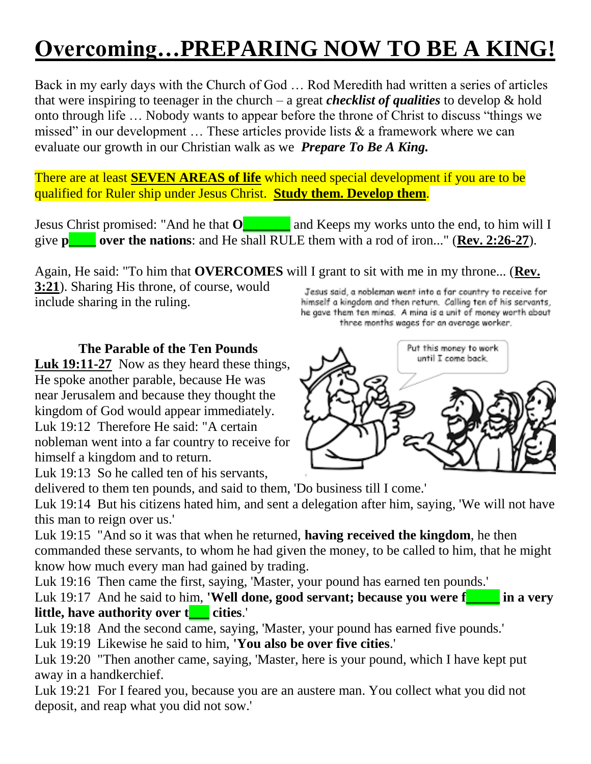# Overcoming…PREPARING NOW TO BE A KING!

Back in my early days with the Church of God … Rod Meredith had written a series of articles that were inspiring to teenager in the church – a great ***checklist of qualities*** to develop & hold onto through life … Nobody wants to appear before the throne of Christ to discuss "things we missed" in our development … These articles provide lists & a framework where we can evaluate our growth in our Christian walk as we ***Prepare To Be A King.***

There are at least **SEVEN AREAS of life** which need special development if you are to be qualified for Ruler ship under Jesus Christ. **Study them. Develop them**.

Jesus Christ promised: "And he that **O_______** and Keeps my works unto the end, to him will I give **p_____ over the nations**: and He shall RULE them with a rod of iron..." (**Rev. 2:26-27**).

Again, He said: "To him that **OVERCOMES** will I grant to sit with me in my throne... (**Rev. 3:21**). Sharing His throne, of course, would include sharing in the ruling.

Jesus said, a nobleman went into a far country to receive for himself a kingdom and then return. Calling ten of his servants, he gave them ten minas. A mina is a unit of money worth about three months wages for an average worker.

Put this money to work until I come back.

### The Parable of the Ten Pounds

**Luk 19:11-27** Now as they heard these things, He spoke another parable, because He was near Jerusalem and because they thought the kingdom of God would appear immediately.

Luk 19:12 Therefore He said: "A certain nobleman went into a far country to receive for himself a kingdom and to return.

Luk 19:13 So he called ten of his servants, delivered to them ten pounds, and said to them, 'Do business till I come.'

Luk 19:14 But his citizens hated him, and sent a delegation after him, saying, 'We will not have this man to reign over us.'

Luk 19:15 "And so it was that when he returned, **having received the kingdom**, he then commanded these servants, to whom he had given the money, to be called to him, that he might know how much every man had gained by trading.

Luk 19:16 Then came the first, saying, 'Master, your pound has earned ten pounds.'

Luk 19:17 And he said to him, **'Well done, good servant; because you were f______ in a very little, have authority over t____ cities**.'

Luk 19:18 And the second came, saying, 'Master, your pound has earned five pounds.'

Luk 19:19 Likewise he said to him, '**You also be over five cities**.'

Luk 19:20 "Then another came, saying, 'Master, here is your pound, which I have kept put away in a handkerchief.

Luk 19:21 For I feared you, because you are an austere man. You collect what you did not deposit, and reap what you did not sow.'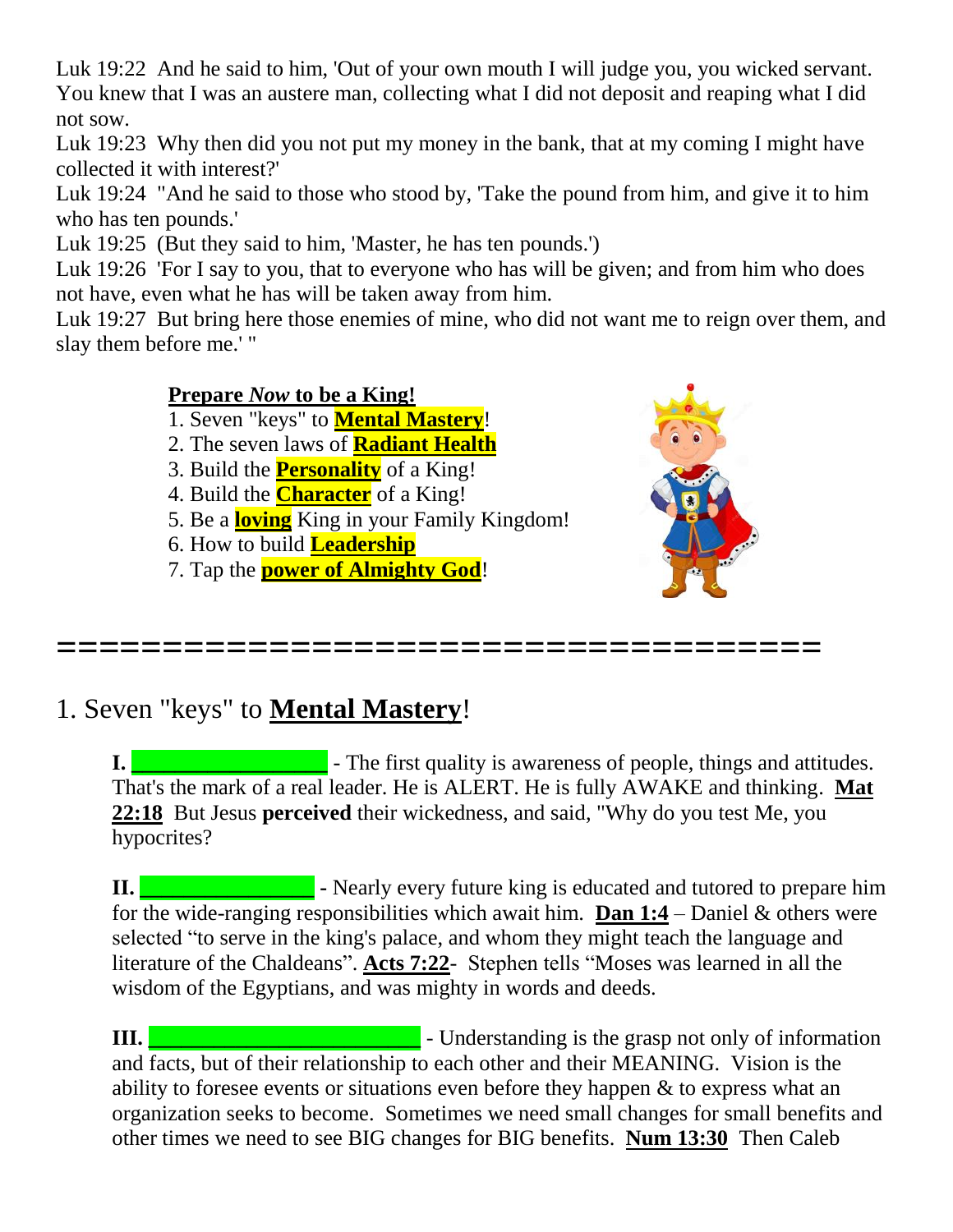Luk 19:22 And he said to him, 'Out of your own mouth I will judge you, you wicked servant. You knew that I was an austere man, collecting what I did not deposit and reaping what I did not sow.
Luk 19:23 Why then did you not put my money in the bank, that at my coming I might have collected it with interest?'
Luk 19:24 "And he said to those who stood by, 'Take the pound from him, and give it to him who has ten pounds.'
Luk 19:25 (But they said to him, 'Master, he has ten pounds.')
Luk 19:26 'For I say to you, that to everyone who has will be given; and from him who does not have, even what he has will be taken away from him.
Luk 19:27 But bring here those enemies of mine, who did not want me to reign over them, and slay them before me.' "

**Prepare *Now* to be a King!**

1. Seven "keys" to **Mental Mastery**!
2. The seven laws of **Radiant Health**
3. Build the **Personality** of a King!
4. Build the **Character** of a King!
5. Be a **loving** King in your Family Kingdom!
6. How to build **Leadership**
7. Tap the **power of Almighty God**!

==================================

## 1. Seven "keys" to **Mental Mastery**!

**I.** ________________ - The first quality is awareness of people, things and attitudes. That's the mark of a real leader. He is ALERT. He is fully AWAKE and thinking. **Mat 22:18** But Jesus **perceived** their wickedness, and said, "Why do you test Me, you hypocrites?

**II.** ______________ **-** Nearly every future king is educated and tutored to prepare him for the wide-ranging responsibilities which await him. **Dan 1:4** – Daniel & others were selected "to serve in the king's palace, and whom they might teach the language and literature of the Chaldeans". **Acts 7:22**- Stephen tells "Moses was learned in all the wisdom of the Egyptians, and was mighty in words and deeds.

**III.** ______________________ - Understanding is the grasp not only of information and facts, but of their relationship to each other and their MEANING. Vision is the ability to foresee events or situations even before they happen & to express what an organization seeks to become. Sometimes we need small changes for small benefits and other times we need to see BIG changes for BIG benefits. **Num 13:30** Then Caleb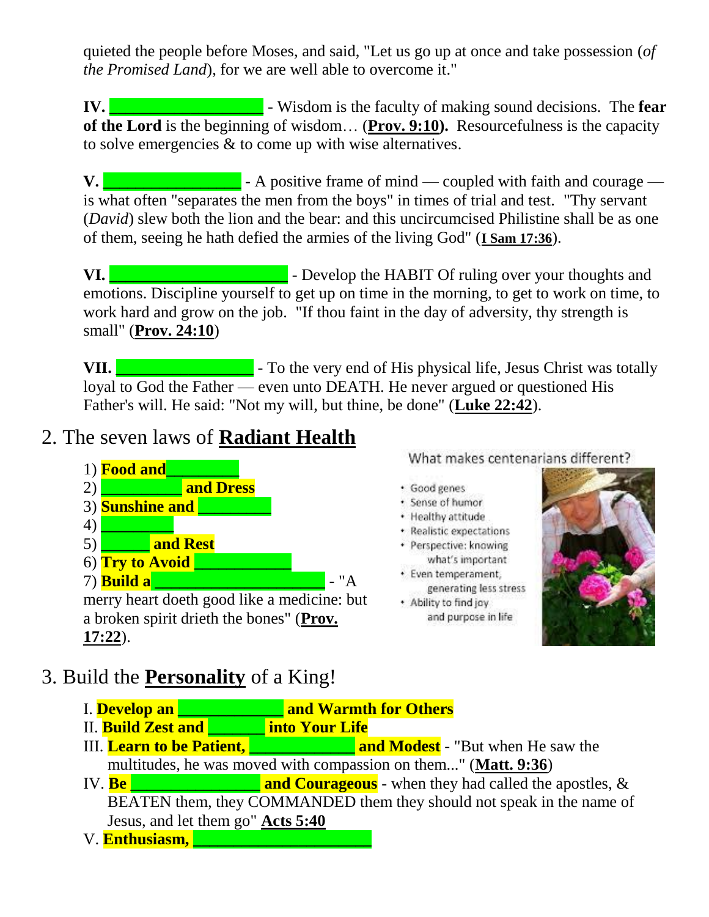quieted the people before Moses, and said, "Let us go up at once and take possession (*of the Promised Land*), for we are well able to overcome it."

**IV. ___________________** - Wisdom is the faculty of making sound decisions. The **fear of the Lord** is the beginning of wisdom… (**Prov. 9:10**). Resourcefulness is the capacity to solve emergencies & to come up with wise alternatives.

**V. _________________** - A positive frame of mind — coupled with faith and courage — is what often "separates the men from the boys" in times of trial and test. "Thy servant (*David*) slew both the lion and the bear: and this uncircumcised Philistine shall be as one of them, seeing he hath defied the armies of the living God" (**I Sam 17:36**).

**VI. ______________________** - Develop the HABIT Of ruling over your thoughts and emotions. Discipline yourself to get up on time in the morning, to get to work on time, to work hard and grow on the job. "If thou faint in the day of adversity, thy strength is small" (**Prov. 24:10**)

**VII. _________________** - To the very end of His physical life, Jesus Christ was totally loyal to God the Father — even unto DEATH. He never argued or questioned His Father's will. He said: "Not my will, but thine, be done" (**Luke 22:42**).

## 2. The seven laws of **Radiant Health**

1) **Food and_________**
2) **__________ and Dress**
3) **Sunshine and _________**
4) **_________**
5) **______ and Rest**
6) **Try to Avoid ____________**
7) **Build a _____________________** - "A merry heart doeth good like a medicine: but a broken spirit drieth the bones" (**Prov. 17:22**).

What makes centenarians different?

- Good genes
- Sense of humor
- Healthy attitude
- Realistic expectations
- Perspective: knowing what's important
- Even temperament, generating less stress
- Ability to find joy and purpose in life

## 3. Build the **Personality** of a King!

I. **Develop an _____________ and Warmth for Others**
II. **Build Zest and _______ into Your Life**
III. **Learn to be Patient, _____________ and Modest** - "But when He saw the multitudes, he was moved with compassion on them..." (**Matt. 9:36**)
IV. **Be ________________ and Courageous** - when they had called the apostles, & BEATEN them, they COMMANDED them they should not speak in the name of Jesus, and let them go" **Acts 5:40**
V. **Enthusiasm, ______________________**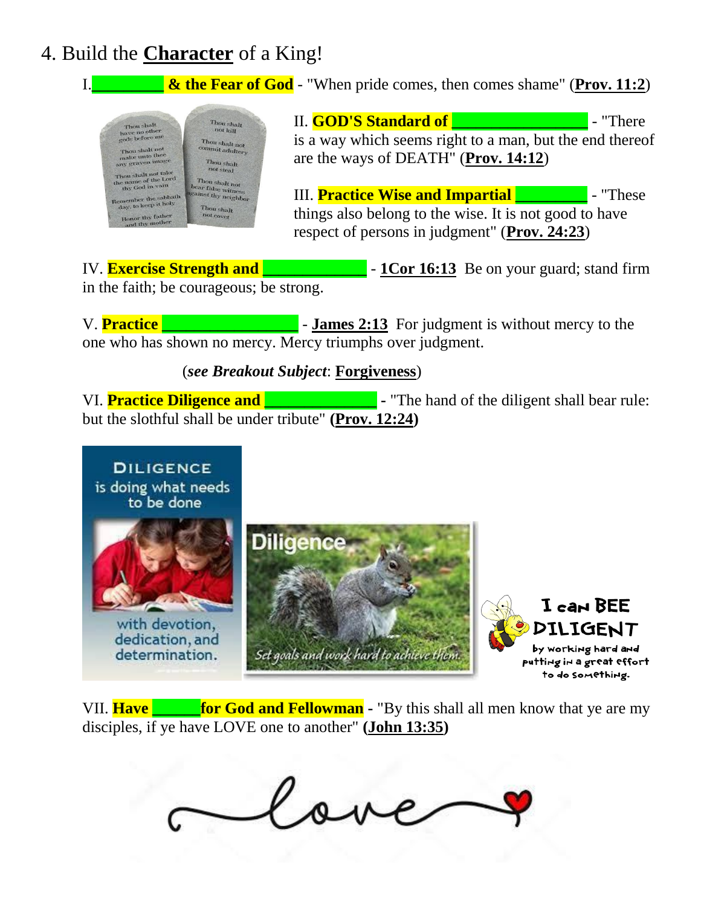# 4. Build the **Character** of a King!

I. **________ & the Fear of God** - "When pride comes, then comes shame" (**Prov. 11:2**)

II. **GOD'S Standard of ________________** - "There is a way which seems right to a man, but the end thereof are the ways of DEATH" (**Prov. 14:12**)

III. **Practice Wise and Impartial ________** - "These things also belong to the wise. It is not good to have respect of persons in judgment" (**Prov. 24:23**)

IV. **Exercise Strength and ____________** - **1Cor 16:13** Be on your guard; stand firm in the faith; be courageous; be strong.

V. **Practice ________________** - **James 2:13** For judgment is without mercy to the one who has shown no mercy. Mercy triumphs over judgment.

(***see Breakout Subject***: **Forgiveness**)

VI. **Practice Diligence and ____________** - "The hand of the diligent shall bear rule: but the slothful shall be under tribute" **(Prov. 12:24)**

VII. **Have ______ for God and Fellowman** - "By this shall all men know that ye are my disciples, if ye have LOVE one to another" **(John 13:35)**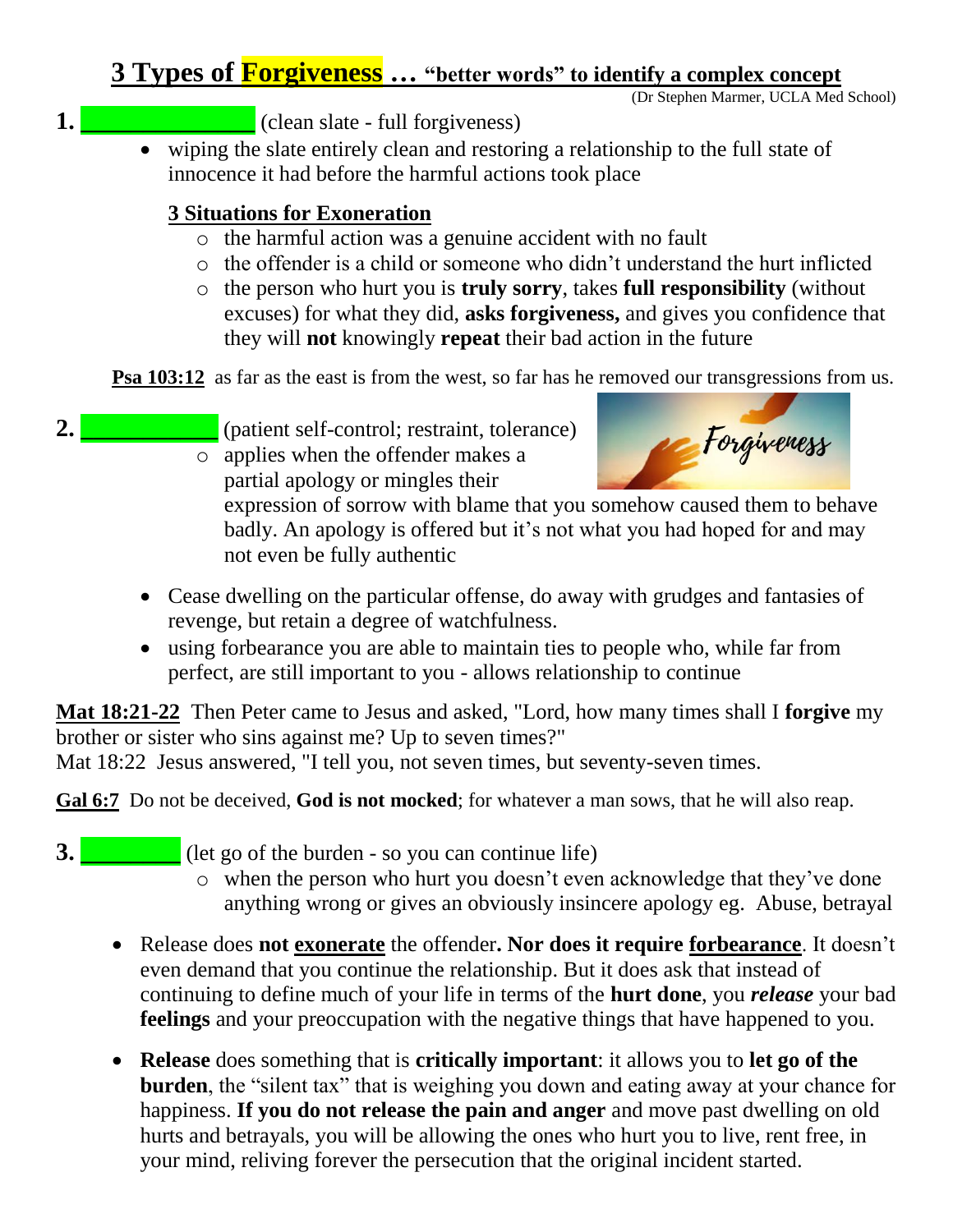# 3 Types of Forgiveness … "better words" to identify a complex concept

(Dr Stephen Marmer, UCLA Med School)

**1.** _______________ (clean slate - full forgiveness)

- wiping the slate entirely clean and restoring a relationship to the full state of innocence it had before the harmful actions took place

**3 Situations for Exoneration**

- the harmful action was a genuine accident with no fault
- the offender is a child or someone who didn't understand the hurt inflicted
- the person who hurt you is **truly sorry**, takes **full responsibility** (without excuses) for what they did, **asks forgiveness,** and gives you confidence that they will **not** knowingly **repeat** their bad action in the future

**Psa 103:12** as far as the east is from the west, so far has he removed our transgressions from us.

**2.** ____________ (patient self-control; restraint, tolerance)

- applies when the offender makes a partial apology or mingles their expression of sorrow with blame that you somehow caused them to behave badly. An apology is offered but it's not what you had hoped for and may not even be fully authentic

- Cease dwelling on the particular offense, do away with grudges and fantasies of revenge, but retain a degree of watchfulness.
- using forbearance you are able to maintain ties to people who, while far from perfect, are still important to you - allows relationship to continue

**Mat 18:21-22** Then Peter came to Jesus and asked, "Lord, how many times shall I **forgive** my brother or sister who sins against me? Up to seven times?"
Mat 18:22 Jesus answered, "I tell you, not seven times, but seventy-seven times.

**Gal 6:7** Do not be deceived, **God is not mocked**; for whatever a man sows, that he will also reap.

**3.** _________ (let go of the burden - so you can continue life)

- when the person who hurt you doesn't even acknowledge that they've done anything wrong or gives an obviously insincere apology eg. Abuse, betrayal

- Release does **not exonerate** the offender**. Nor does it require forbearance**. It doesn't even demand that you continue the relationship. But it does ask that instead of continuing to define much of your life in terms of the **hurt done**, you ***release*** your bad **feelings** and your preoccupation with the negative things that have happened to you.
- **Release** does something that is **critically important**: it allows you to **let go of the burden**, the "silent tax" that is weighing you down and eating away at your chance for happiness. **If you do not release the pain and anger** and move past dwelling on old hurts and betrayals, you will be allowing the ones who hurt you to live, rent free, in your mind, reliving forever the persecution that the original incident started.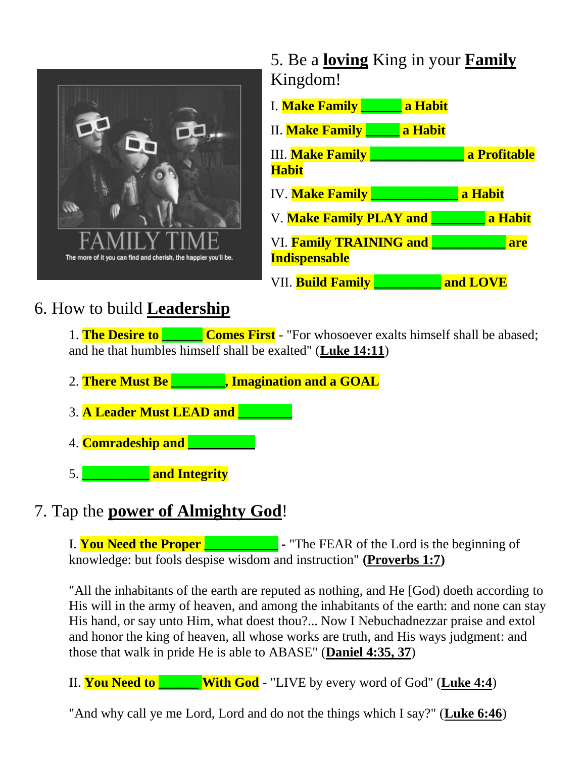5. Be a **<u>loving</u>** King in your **<u>Family</u>** Kingdom!

I. **Make Family ______ a Habit**

II. **Make Family _____ a Habit**

III. **Make Family ______________ a Profitable Habit**

IV. **Make Family _____________ a Habit**

V. **Make Family PLAY and ________ a Habit**

VI. **Family TRAINING and ___________ are Indispensable**

VII. **Build Family __________ and LOVE**

6. How to build **<u>Leadership</u>**

1. **The Desire to ______ Comes First** - "For whosoever exalts himself shall be abased; and he that humbles himself shall be exalted" (**<u>Luke 14:11</u>**)

2. **There Must Be ________, Imagination and a GOAL**

3. **A Leader Must LEAD and ________**

4. **Comradeship and __________**

5. **__________ and Integrity**

7. Tap the **<u>power of Almighty God</u>**!

I. **You Need the Proper ___________** - "The FEAR of the Lord is the beginning of knowledge: but fools despise wisdom and instruction" **(<u>Proverbs 1:7</u>)**

"All the inhabitants of the earth are reputed as nothing, and He [God) doeth according to His will in the army of heaven, and among the inhabitants of the earth: and none can stay His hand, or say unto Him, what doest thou?... Now I Nebuchadnezzar praise and extol and honor the king of heaven, all whose works are truth, and His ways judgment: and those that walk in pride He is able to ABASE" (**<u>Daniel 4:35, 37</u>**)

II. **You Need to ______ With God** - "LIVE by every word of God" (**<u>Luke 4:4</u>**)

"And why call ye me Lord, Lord and do not the things which I say?" (**<u>Luke 6:46</u>**)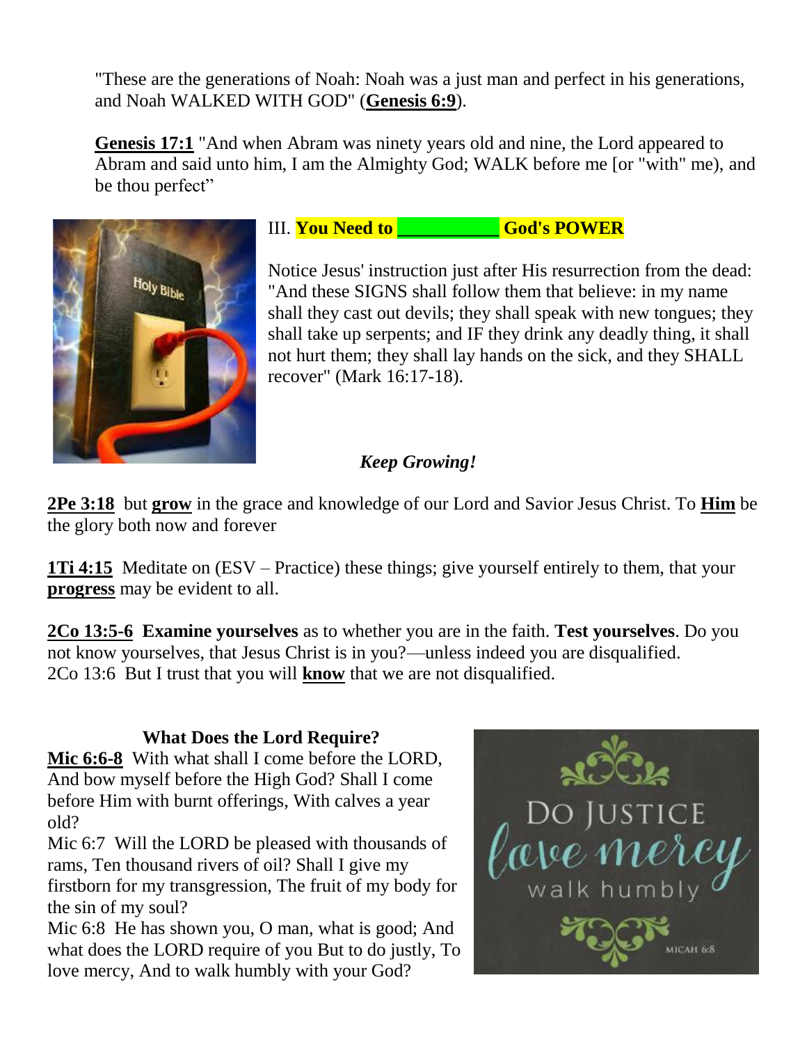"These are the generations of Noah: Noah was a just man and perfect in his generations, and Noah WALKED WITH GOD" (**Genesis 6:9**).

**Genesis 17:1** "And when Abram was ninety years old and nine, the Lord appeared to Abram and said unto him, I am the Almighty God; WALK before me [or "with" me), and be thou perfect"

III. **You Need to __________ God's POWER**

Notice Jesus' instruction just after His resurrection from the dead: "And these SIGNS shall follow them that believe: in my name shall they cast out devils; they shall speak with new tongues; they shall take up serpents; and IF they drink any deadly thing, it shall not hurt them; they shall lay hands on the sick, and they SHALL recover" (Mark 16:17-18).

***Keep Growing!***

**2Pe 3:18** but **grow** in the grace and knowledge of our Lord and Savior Jesus Christ. To **Him** be the glory both now and forever

**1Ti 4:15** Meditate on (ESV – Practice) these things; give yourself entirely to them, that your **progress** may be evident to all.

**2Co 13:5-6** **Examine yourselves** as to whether you are in the faith. **Test yourselves**. Do you not know yourselves, that Jesus Christ is in you?—unless indeed you are disqualified.
2Co 13:6 But I trust that you will **know** that we are not disqualified.

**What Does the Lord Require?**

**Mic 6:6-8** With what shall I come before the LORD, And bow myself before the High God? Shall I come before Him with burnt offerings, With calves a year old?
Mic 6:7 Will the LORD be pleased with thousands of rams, Ten thousand rivers of oil? Shall I give my firstborn for my transgression, The fruit of my body for the sin of my soul?
Mic 6:8 He has shown you, O man, what is good; And what does the LORD require of you But to do justly, To love mercy, And to walk humbly with your God?